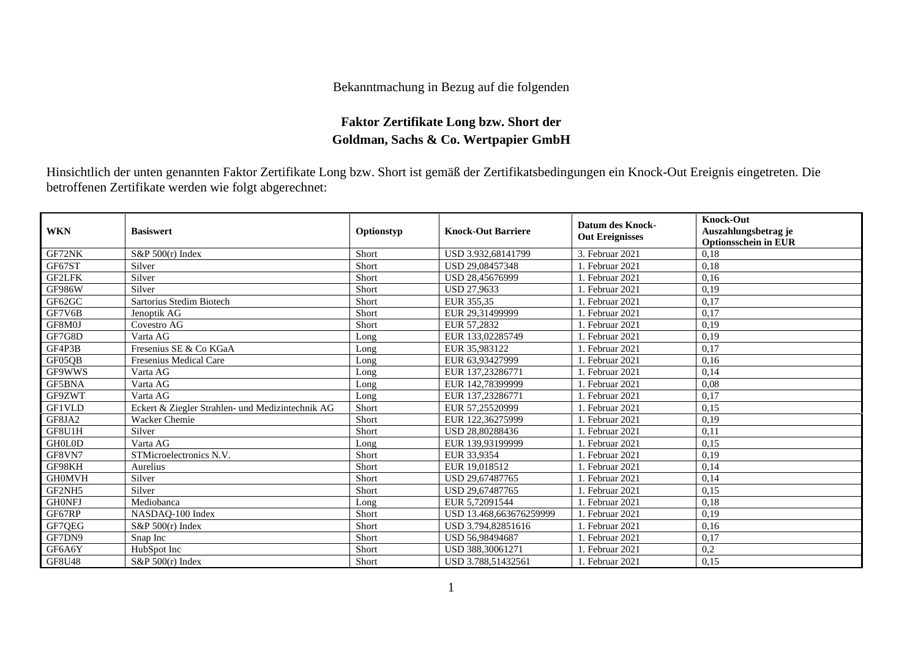Bekanntmachung in Bezug auf die folgenden

## Faktor Zertifikate Long bzw. Short der Goldman, Sachs & Co. Wertpapier GmbH

Hinsichtlich der unten genannten Faktor Zertifikate Long bzw. Short ist gemäß der Zertifikatsbedingungen ein Knock-Out Ereignis eingetreten. Die betroffenen Zertifikate werden wie folgt abgerechnet:

| WKN | Basiswert | Optionstyp | Knock-Out Barriere | Datum des Knock-Out Ereignisses | Knock-Out Auszahlungsbetrag je Optionsschein in EUR |
|---|---|---|---|---|---|
| GF72NK | S&P 500(r) Index | Short | USD 3.932,68141799 | 3. Februar 2021 | 0,18 |
| GF67ST | Silver | Short | USD 29,08457348 | 1. Februar 2021 | 0,18 |
| GF2LFK | Silver | Short | USD 28,45676999 | 1. Februar 2021 | 0,16 |
| GF986W | Silver | Short | USD 27,9633 | 1. Februar 2021 | 0,19 |
| GF62GC | Sartorius Stedim Biotech | Short | EUR 355,35 | 1. Februar 2021 | 0,17 |
| GF7V6B | Jenoptik AG | Short | EUR 29,31499999 | 1. Februar 2021 | 0,17 |
| GF8M0J | Covestro AG | Short | EUR 57,2832 | 1. Februar 2021 | 0,19 |
| GF7G8D | Varta AG | Long | EUR 133,02285749 | 1. Februar 2021 | 0,19 |
| GF4P3B | Fresenius SE & Co KGaA | Long | EUR 35,983122 | 1. Februar 2021 | 0,17 |
| GF05QB | Fresenius Medical Care | Long | EUR 63,93427999 | 1. Februar 2021 | 0,16 |
| GF9WWS | Varta AG | Long | EUR 137,23286771 | 1. Februar 2021 | 0,14 |
| GF5BNA | Varta AG | Long | EUR 142,78399999 | 1. Februar 2021 | 0,08 |
| GF9ZWT | Varta AG | Long | EUR 137,23286771 | 1. Februar 2021 | 0,17 |
| GF1VLD | Eckert & Ziegler Strahlen- und Medizintechnik AG | Short | EUR 57,25520999 | 1. Februar 2021 | 0,15 |
| GF8JA2 | Wacker Chemie | Short | EUR 122,36275999 | 1. Februar 2021 | 0,19 |
| GF8U1H | Silver | Short | USD 28,80288436 | 1. Februar 2021 | 0,11 |
| GH0L0D | Varta AG | Long | EUR 139,93199999 | 1. Februar 2021 | 0,15 |
| GF8VN7 | STMicroelectronics N.V. | Short | EUR 33,9354 | 1. Februar 2021 | 0,19 |
| GF98KH | Aurelius | Short | EUR 19,018512 | 1. Februar 2021 | 0,14 |
| GH0MVH | Silver | Short | USD 29,67487765 | 1. Februar 2021 | 0,14 |
| GF2NH5 | Silver | Short | USD 29,67487765 | 1. Februar 2021 | 0,15 |
| GH0NFJ | Mediobanca | Long | EUR 5,72091544 | 1. Februar 2021 | 0,18 |
| GF67RP | NASDAQ-100 Index | Short | USD 13.468,663676259999 | 1. Februar 2021 | 0,19 |
| GF7QEG | S&P 500(r) Index | Short | USD 3.794,82851616 | 1. Februar 2021 | 0,16 |
| GF7DN9 | Snap Inc | Short | USD 56,98494687 | 1. Februar 2021 | 0,17 |
| GF6A6Y | HubSpot Inc | Short | USD 388,30061271 | 1. Februar 2021 | 0,2 |
| GF8U48 | S&P 500(r) Index | Short | USD 3.788,51432561 | 1. Februar 2021 | 0,15 |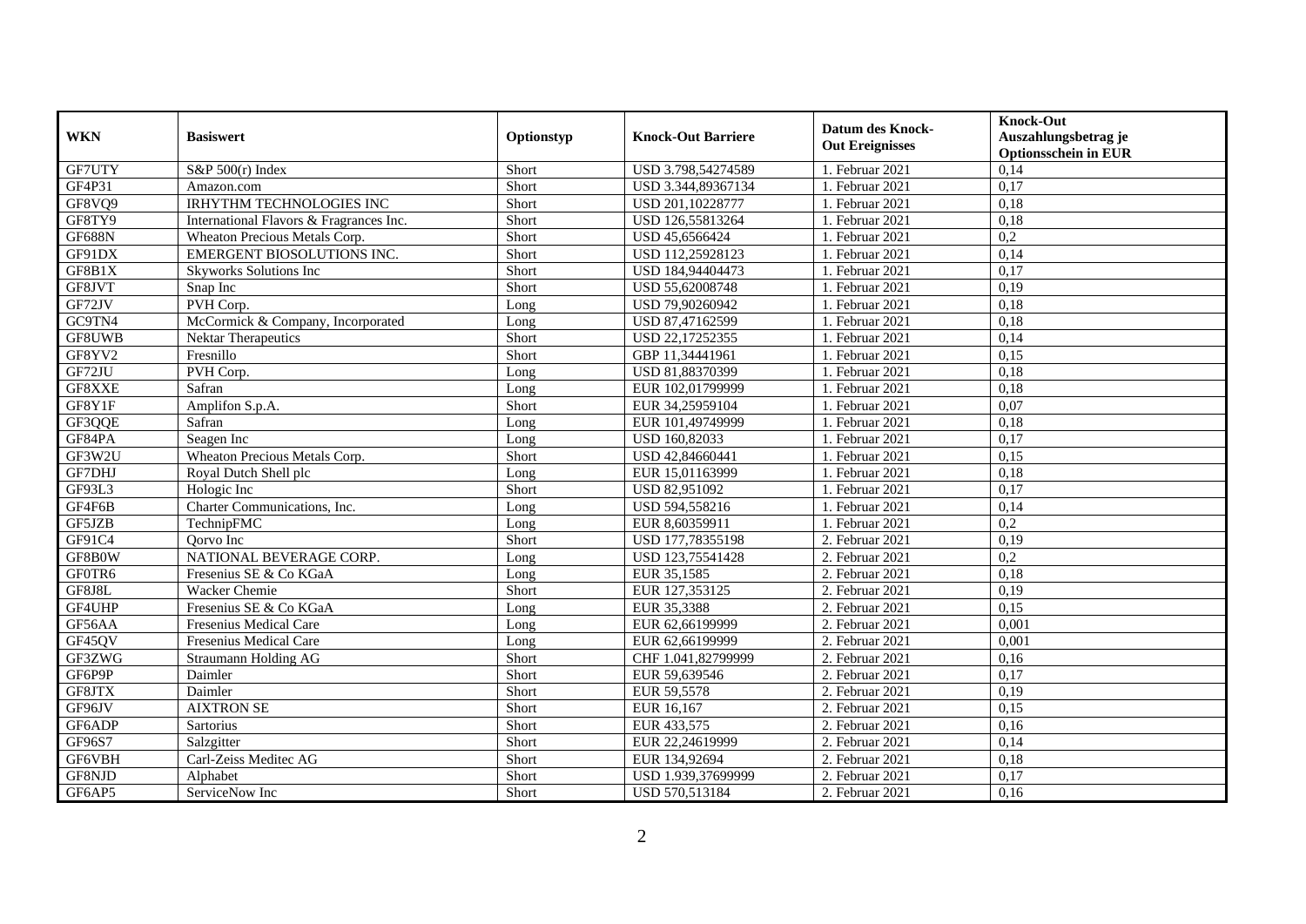| WKN | Basiswert | Optionstyp | Knock-Out Barriere | Datum des Knock-Out Ereignisses | Knock-Out Auszahlungsbetrag je Optionsschein in EUR |
|---|---|---|---|---|---|
| GF7UTY | S&P 500(r) Index | Short | USD 3.798,54274589 | 1. Februar 2021 | 0,14 |
| GF4P31 | Amazon.com | Short | USD 3.344,89367134 | 1. Februar 2021 | 0,17 |
| GF8VQ9 | IRHYTHM TECHNOLOGIES INC | Short | USD 201,10228777 | 1. Februar 2021 | 0,18 |
| GF8TY9 | International Flavors & Fragrances Inc. | Short | USD 126,55813264 | 1. Februar 2021 | 0,18 |
| GF688N | Wheaton Precious Metals Corp. | Short | USD 45,6566424 | 1. Februar 2021 | 0,2 |
| GF91DX | EMERGENT BIOSOLUTIONS INC. | Short | USD 112,25928123 | 1. Februar 2021 | 0,14 |
| GF8B1X | Skyworks Solutions Inc | Short | USD 184,94404473 | 1. Februar 2021 | 0,17 |
| GF8JVT | Snap Inc | Short | USD 55,62008748 | 1. Februar 2021 | 0,19 |
| GF72JV | PVH Corp. | Long | USD 79,90260942 | 1. Februar 2021 | 0,18 |
| GC9TN4 | McCormick & Company, Incorporated | Long | USD 87,47162599 | 1. Februar 2021 | 0,18 |
| GF8UWB | Nektar Therapeutics | Short | USD 22,17252355 | 1. Februar 2021 | 0,14 |
| GF8YV2 | Fresnillo | Short | GBP 11,34441961 | 1. Februar 2021 | 0,15 |
| GF72JU | PVH Corp. | Long | USD 81,88370399 | 1. Februar 2021 | 0,18 |
| GF8XXE | Safran | Long | EUR 102,01799999 | 1. Februar 2021 | 0,18 |
| GF8Y1F | Amplifon S.p.A. | Short | EUR 34,25959104 | 1. Februar 2021 | 0,07 |
| GF3QQE | Safran | Long | EUR 101,49749999 | 1. Februar 2021 | 0,18 |
| GF84PA | Seagen Inc | Long | USD 160,82033 | 1. Februar 2021 | 0,17 |
| GF3W2U | Wheaton Precious Metals Corp. | Short | USD 42,84660441 | 1. Februar 2021 | 0,15 |
| GF7DHJ | Royal Dutch Shell plc | Long | EUR 15,01163999 | 1. Februar 2021 | 0,18 |
| GF93L3 | Hologic Inc | Short | USD 82,951092 | 1. Februar 2021 | 0,17 |
| GF4F6B | Charter Communications, Inc. | Long | USD 594,558216 | 1. Februar 2021 | 0,14 |
| GF5JZB | TechnipFMC | Long | EUR 8,60359911 | 1. Februar 2021 | 0,2 |
| GF91C4 | Qorvo Inc | Short | USD 177,78355198 | 2. Februar 2021 | 0,19 |
| GF8B0W | NATIONAL BEVERAGE CORP. | Long | USD 123,75541428 | 2. Februar 2021 | 0,2 |
| GF0TR6 | Fresenius SE & Co KGaA | Long | EUR 35,1585 | 2. Februar 2021 | 0,18 |
| GF8J8L | Wacker Chemie | Short | EUR 127,353125 | 2. Februar 2021 | 0,19 |
| GF4UHP | Fresenius SE & Co KGaA | Long | EUR 35,3388 | 2. Februar 2021 | 0,15 |
| GF56AA | Fresenius Medical Care | Long | EUR 62,66199999 | 2. Februar 2021 | 0,001 |
| GF45QV | Fresenius Medical Care | Long | EUR 62,66199999 | 2. Februar 2021 | 0,001 |
| GF3ZWG | Straumann Holding AG | Short | CHF 1.041,82799999 | 2. Februar 2021 | 0,16 |
| GF6P9P | Daimler | Short | EUR 59,639546 | 2. Februar 2021 | 0,17 |
| GF8JTX | Daimler | Short | EUR 59,5578 | 2. Februar 2021 | 0,19 |
| GF96JV | AIXTRON SE | Short | EUR 16,167 | 2. Februar 2021 | 0,15 |
| GF6ADP | Sartorius | Short | EUR 433,575 | 2. Februar 2021 | 0,16 |
| GF96S7 | Salzgitter | Short | EUR 22,24619999 | 2. Februar 2021 | 0,14 |
| GF6VBH | Carl-Zeiss Meditec AG | Short | EUR 134,92694 | 2. Februar 2021 | 0,18 |
| GF8NJD | Alphabet | Short | USD 1.939,37699999 | 2. Februar 2021 | 0,17 |
| GF6AP5 | ServiceNow Inc | Short | USD 570,513184 | 2. Februar 2021 | 0,16 |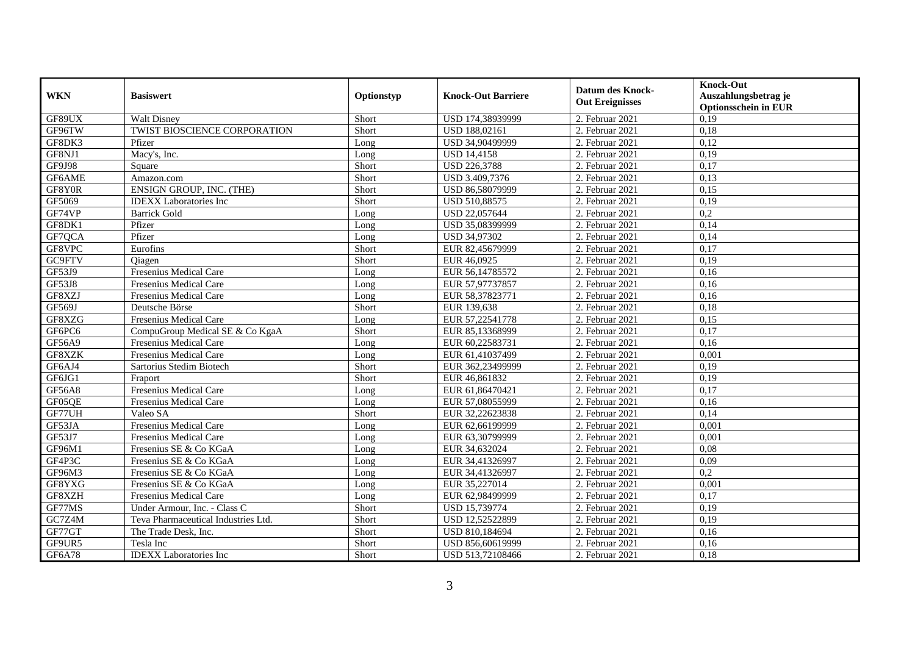| WKN | Basiswert | Optionstyp | Knock-Out Barriere | Datum des Knock-Out Ereignisses | Knock-Out Auszahlungsbetrag je Optionsschein in EUR |
|---|---|---|---|---|---|
| GF89UX | Walt Disney | Short | USD 174,38939999 | 2. Februar 2021 | 0,19 |
| GF96TW | TWIST BIOSCIENCE CORPORATION | Short | USD 188,02161 | 2. Februar 2021 | 0,18 |
| GF8DK3 | Pfizer | Long | USD 34,90499999 | 2. Februar 2021 | 0,12 |
| GF8NJ1 | Macy's, Inc. | Long | USD 14,4158 | 2. Februar 2021 | 0,19 |
| GF9J98 | Square | Short | USD 226,3788 | 2. Februar 2021 | 0,17 |
| GF6AME | Amazon.com | Short | USD 3.409,7376 | 2. Februar 2021 | 0,13 |
| GF8Y0R | ENSIGN GROUP, INC. (THE) | Short | USD 86,58079999 | 2. Februar 2021 | 0,15 |
| GF5069 | IDEXX Laboratories Inc | Short | USD 510,88575 | 2. Februar 2021 | 0,19 |
| GF74VP | Barrick Gold | Long | USD 22,057644 | 2. Februar 2021 | 0,2 |
| GF8DK1 | Pfizer | Long | USD 35,08399999 | 2. Februar 2021 | 0,14 |
| GF7QCA | Pfizer | Long | USD 34,97302 | 2. Februar 2021 | 0,14 |
| GF8VPC | Eurofins | Short | EUR 82,45679999 | 2. Februar 2021 | 0,17 |
| GC9FTV | Qiagen | Short | EUR 46,0925 | 2. Februar 2021 | 0,19 |
| GF53J9 | Fresenius Medical Care | Long | EUR 56,14785572 | 2. Februar 2021 | 0,16 |
| GF53J8 | Fresenius Medical Care | Long | EUR 57,97737857 | 2. Februar 2021 | 0,16 |
| GF8XZJ | Fresenius Medical Care | Long | EUR 58,37823771 | 2. Februar 2021 | 0,16 |
| GF569J | Deutsche Börse | Short | EUR 139,638 | 2. Februar 2021 | 0,18 |
| GF8XZG | Fresenius Medical Care | Long | EUR 57,22541778 | 2. Februar 2021 | 0,15 |
| GF6PC6 | CompuGroup Medical SE & Co KgaA | Short | EUR 85,13368999 | 2. Februar 2021 | 0,17 |
| GF56A9 | Fresenius Medical Care | Long | EUR 60,22583731 | 2. Februar 2021 | 0,16 |
| GF8XZK | Fresenius Medical Care | Long | EUR 61,41037499 | 2. Februar 2021 | 0,001 |
| GF6AJ4 | Sartorius Stedim Biotech | Short | EUR 362,23499999 | 2. Februar 2021 | 0,19 |
| GF6JG1 | Fraport | Short | EUR 46,861832 | 2. Februar 2021 | 0,19 |
| GF56A8 | Fresenius Medical Care | Long | EUR 61,86470421 | 2. Februar 2021 | 0,17 |
| GF05QE | Fresenius Medical Care | Long | EUR 57,08055999 | 2. Februar 2021 | 0,16 |
| GF77UH | Valeo SA | Short | EUR 32,22623838 | 2. Februar 2021 | 0,14 |
| GF53JA | Fresenius Medical Care | Long | EUR 62,66199999 | 2. Februar 2021 | 0,001 |
| GF53J7 | Fresenius Medical Care | Long | EUR 63,30799999 | 2. Februar 2021 | 0,001 |
| GF96M1 | Fresenius SE & Co KGaA | Long | EUR 34,632024 | 2. Februar 2021 | 0,08 |
| GF4P3C | Fresenius SE & Co KGaA | Long | EUR 34,41326997 | 2. Februar 2021 | 0,09 |
| GF96M3 | Fresenius SE & Co KGaA | Long | EUR 34,41326997 | 2. Februar 2021 | 0,2 |
| GF8YXG | Fresenius SE & Co KGaA | Long | EUR 35,227014 | 2. Februar 2021 | 0,001 |
| GF8XZH | Fresenius Medical Care | Long | EUR 62,98499999 | 2. Februar 2021 | 0,17 |
| GF77MS | Under Armour, Inc. - Class C | Short | USD 15,739774 | 2. Februar 2021 | 0,19 |
| GC7Z4M | Teva Pharmaceutical Industries Ltd. | Short | USD 12,52522899 | 2. Februar 2021 | 0,19 |
| GF77GT | The Trade Desk, Inc. | Short | USD 810,184694 | 2. Februar 2021 | 0,16 |
| GF9UR5 | Tesla Inc | Short | USD 856,60619999 | 2. Februar 2021 | 0,16 |
| GF6A78 | IDEXX Laboratories Inc | Short | USD 513,72108466 | 2. Februar 2021 | 0,18 |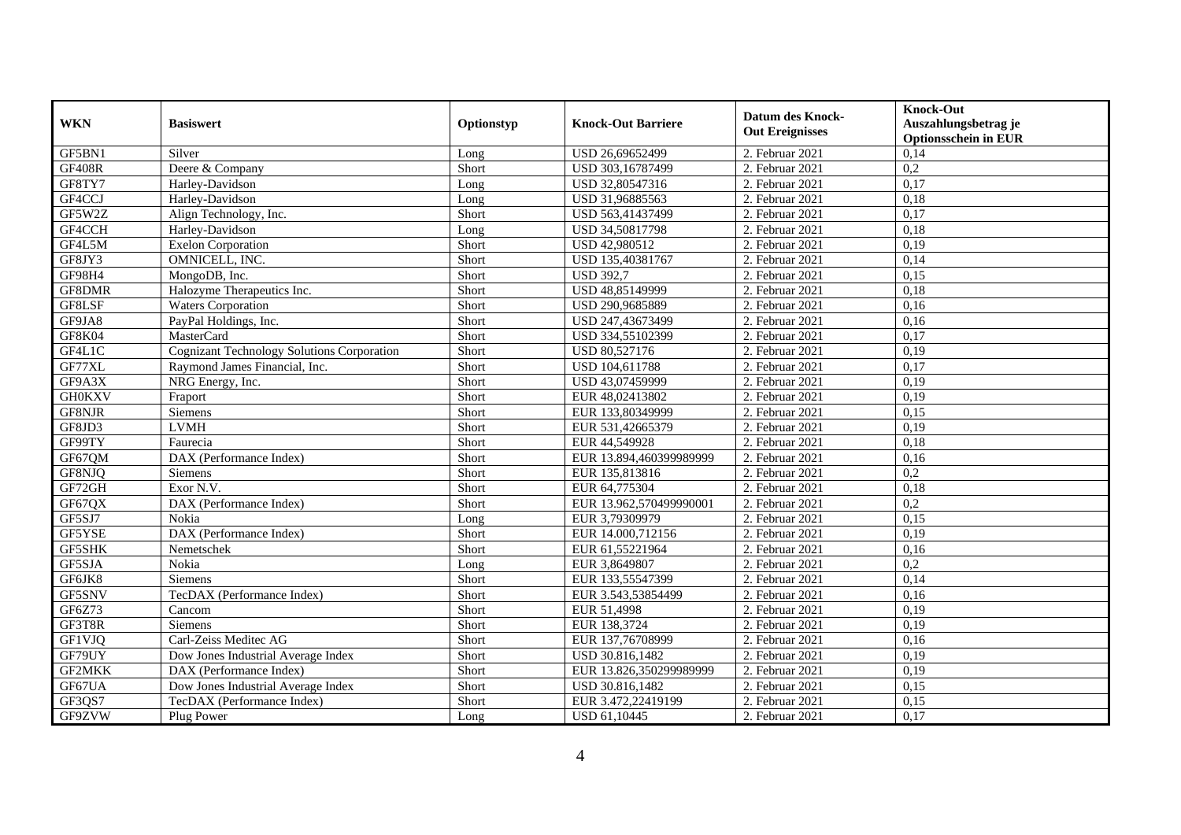| WKN | Basiswert | Optionstyp | Knock-Out Barriere | Datum des Knock-Out Ereignisses | Knock-Out Auszahlungsbetrag je Optionsschein in EUR |
|---|---|---|---|---|---|
| GF5BN1 | Silver | Long | USD 26,69652499 | 2. Februar 2021 | 0,14 |
| GF408R | Deere & Company | Short | USD 303,16787499 | 2. Februar 2021 | 0,2 |
| GF8TY7 | Harley-Davidson | Long | USD 32,80547316 | 2. Februar 2021 | 0,17 |
| GF4CCJ | Harley-Davidson | Long | USD 31,96885563 | 2. Februar 2021 | 0,18 |
| GF5W2Z | Align Technology, Inc. | Short | USD 563,41437499 | 2. Februar 2021 | 0,17 |
| GF4CCH | Harley-Davidson | Long | USD 34,50817798 | 2. Februar 2021 | 0,18 |
| GF4L5M | Exelon Corporation | Short | USD 42,980512 | 2. Februar 2021 | 0,19 |
| GF8JY3 | OMNICELL, INC. | Short | USD 135,40381767 | 2. Februar 2021 | 0,14 |
| GF98H4 | MongoDB, Inc. | Short | USD 392,7 | 2. Februar 2021 | 0,15 |
| GF8DMR | Halozyme Therapeutics Inc. | Short | USD 48,85149999 | 2. Februar 2021 | 0,18 |
| GF8LSF | Waters Corporation | Short | USD 290,9685889 | 2. Februar 2021 | 0,16 |
| GF9JA8 | PayPal Holdings, Inc. | Short | USD 247,43673499 | 2. Februar 2021 | 0,16 |
| GF8K04 | MasterCard | Short | USD 334,55102399 | 2. Februar 2021 | 0,17 |
| GF4L1C | Cognizant Technology Solutions Corporation | Short | USD 80,527176 | 2. Februar 2021 | 0,19 |
| GF77XL | Raymond James Financial, Inc. | Short | USD 104,611788 | 2. Februar 2021 | 0,17 |
| GF9A3X | NRG Energy, Inc. | Short | USD 43,07459999 | 2. Februar 2021 | 0,19 |
| GH0KXV | Fraport | Short | EUR 48,02413802 | 2. Februar 2021 | 0,19 |
| GF8NJR | Siemens | Short | EUR 133,80349999 | 2. Februar 2021 | 0,15 |
| GF8JD3 | LVMH | Short | EUR 531,42665379 | 2. Februar 2021 | 0,19 |
| GF99TY | Faurecia | Short | EUR 44,549928 | 2. Februar 2021 | 0,18 |
| GF67QM | DAX (Performance Index) | Short | EUR 13.894,460399989999 | 2. Februar 2021 | 0,16 |
| GF8NJQ | Siemens | Short | EUR 135,813816 | 2. Februar 2021 | 0,2 |
| GF72GH | Exor N.V. | Short | EUR 64,775304 | 2. Februar 2021 | 0,18 |
| GF67QX | DAX (Performance Index) | Short | EUR 13.962,570499990001 | 2. Februar 2021 | 0,2 |
| GF5SJ7 | Nokia | Long | EUR 3,79309979 | 2. Februar 2021 | 0,15 |
| GF5YSE | DAX (Performance Index) | Short | EUR 14.000,712156 | 2. Februar 2021 | 0,19 |
| GF5SHK | Nemetschek | Short | EUR 61,55221964 | 2. Februar 2021 | 0,16 |
| GF5SJA | Nokia | Long | EUR 3,8649807 | 2. Februar 2021 | 0,2 |
| GF6JK8 | Siemens | Short | EUR 133,55547399 | 2. Februar 2021 | 0,14 |
| GF5SNV | TecDAX (Performance Index) | Short | EUR 3.543,53854499 | 2. Februar 2021 | 0,16 |
| GF6Z73 | Cancom | Short | EUR 51,4998 | 2. Februar 2021 | 0,19 |
| GF3T8R | Siemens | Short | EUR 138,3724 | 2. Februar 2021 | 0,19 |
| GF1VJQ | Carl-Zeiss Meditec AG | Short | EUR 137,76708999 | 2. Februar 2021 | 0,16 |
| GF79UY | Dow Jones Industrial Average Index | Short | USD 30.816,1482 | 2. Februar 2021 | 0,19 |
| GF2MKK | DAX (Performance Index) | Short | EUR 13.826,350299989999 | 2. Februar 2021 | 0,19 |
| GF67UA | Dow Jones Industrial Average Index | Short | USD 30.816,1482 | 2. Februar 2021 | 0,15 |
| GF3QS7 | TecDAX (Performance Index) | Short | EUR 3.472,22419199 | 2. Februar 2021 | 0,15 |
| GF9ZVW | Plug Power | Long | USD 61,10445 | 2. Februar 2021 | 0,17 |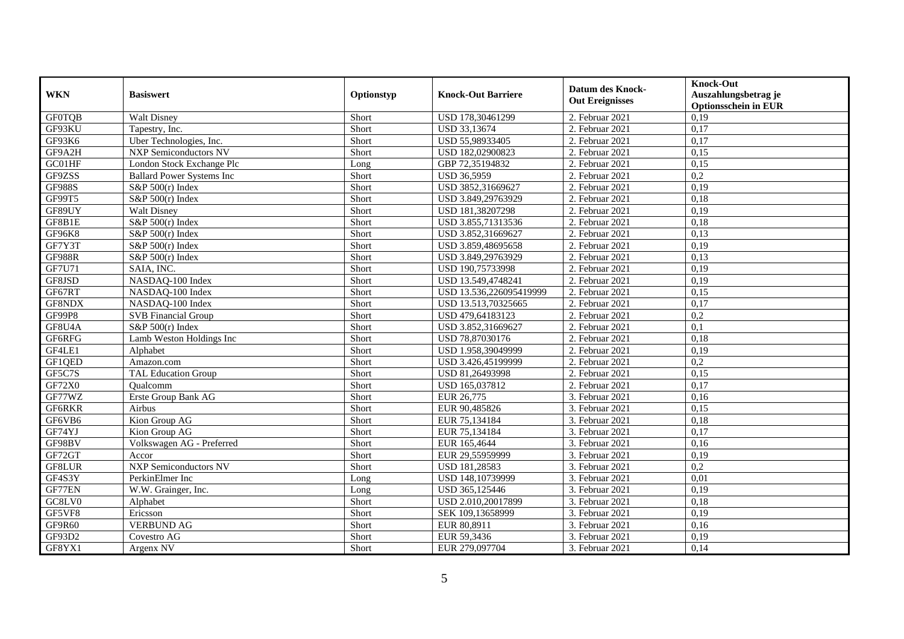| WKN | Basiswert | Optionstyp | Knock-Out Barriere | Datum des Knock-Out Ereignisses | Knock-Out Auszahlungsbetrag je Optionsschein in EUR |
|---|---|---|---|---|---|
| GF0TQB | Walt Disney | Short | USD 178,30461299 | 2. Februar 2021 | 0,19 |
| GF93KU | Tapestry, Inc. | Short | USD 33,13674 | 2. Februar 2021 | 0,17 |
| GF93K6 | Uber Technologies, Inc. | Short | USD 55,98933405 | 2. Februar 2021 | 0,17 |
| GF9A2H | NXP Semiconductors NV | Short | USD 182,02900823 | 2. Februar 2021 | 0,15 |
| GC01HF | London Stock Exchange Plc | Long | GBP 72,35194832 | 2. Februar 2021 | 0,15 |
| GF9ZSS | Ballard Power Systems Inc | Short | USD 36,5959 | 2. Februar 2021 | 0,2 |
| GF988S | S&P 500(r) Index | Short | USD 3852,31669627 | 2. Februar 2021 | 0,19 |
| GF99T5 | S&P 500(r) Index | Short | USD 3.849,29763929 | 2. Februar 2021 | 0,18 |
| GF89UY | Walt Disney | Short | USD 181,38207298 | 2. Februar 2021 | 0,19 |
| GF8B1E | S&P 500(r) Index | Short | USD 3.855,71313536 | 2. Februar 2021 | 0,18 |
| GF96K8 | S&P 500(r) Index | Short | USD 3.852,31669627 | 2. Februar 2021 | 0,13 |
| GF7Y3T | S&P 500(r) Index | Short | USD 3.859,48695658 | 2. Februar 2021 | 0,19 |
| GF988R | S&P 500(r) Index | Short | USD 3.849,29763929 | 2. Februar 2021 | 0,13 |
| GF7U71 | SAIA, INC. | Short | USD 190,75733998 | 2. Februar 2021 | 0,19 |
| GF8JSD | NASDAQ-100 Index | Short | USD 13.549,4748241 | 2. Februar 2021 | 0,19 |
| GF67RT | NASDAQ-100 Index | Short | USD 13.536,226095419999 | 2. Februar 2021 | 0,15 |
| GF8NDX | NASDAQ-100 Index | Short | USD 13.513,70325665 | 2. Februar 2021 | 0,17 |
| GF99P8 | SVB Financial Group | Short | USD 479,64183123 | 2. Februar 2021 | 0,2 |
| GF8U4A | S&P 500(r) Index | Short | USD 3.852,31669627 | 2. Februar 2021 | 0,1 |
| GF6RFG | Lamb Weston Holdings Inc | Short | USD 78,87030176 | 2. Februar 2021 | 0,18 |
| GF4LE1 | Alphabet | Short | USD 1.958,39049999 | 2. Februar 2021 | 0,19 |
| GF1QED | Amazon.com | Short | USD 3.426,45199999 | 2. Februar 2021 | 0,2 |
| GF5C7S | TAL Education Group | Short | USD 81,26493998 | 2. Februar 2021 | 0,15 |
| GF72X0 | Qualcomm | Short | USD 165,037812 | 2. Februar 2021 | 0,17 |
| GF77WZ | Erste Group Bank AG | Short | EUR 26,775 | 3. Februar 2021 | 0,16 |
| GF6RKR | Airbus | Short | EUR 90,485826 | 3. Februar 2021 | 0,15 |
| GF6VB6 | Kion Group AG | Short | EUR 75,134184 | 3. Februar 2021 | 0,18 |
| GF74YJ | Kion Group AG | Short | EUR 75,134184 | 3. Februar 2021 | 0,17 |
| GF98BV | Volkswagen AG - Preferred | Short | EUR 165,4644 | 3. Februar 2021 | 0,16 |
| GF72GT | Accor | Short | EUR 29,55959999 | 3. Februar 2021 | 0,19 |
| GF8LUR | NXP Semiconductors NV | Short | USD 181,28583 | 3. Februar 2021 | 0,2 |
| GF4S3Y | PerkinElmer Inc | Long | USD 148,10739999 | 3. Februar 2021 | 0,01 |
| GF77EN | W.W. Grainger, Inc. | Long | USD 365,125446 | 3. Februar 2021 | 0,19 |
| GC8LV0 | Alphabet | Short | USD 2.010,20017899 | 3. Februar 2021 | 0,18 |
| GF5VF8 | Ericsson | Short | SEK 109,13658999 | 3. Februar 2021 | 0,19 |
| GF9R60 | VERBUND AG | Short | EUR 80,8911 | 3. Februar 2021 | 0,16 |
| GF93D2 | Covestro AG | Short | EUR 59,3436 | 3. Februar 2021 | 0,19 |
| GF8YX1 | Argenx NV | Short | EUR 279,097704 | 3. Februar 2021 | 0,14 |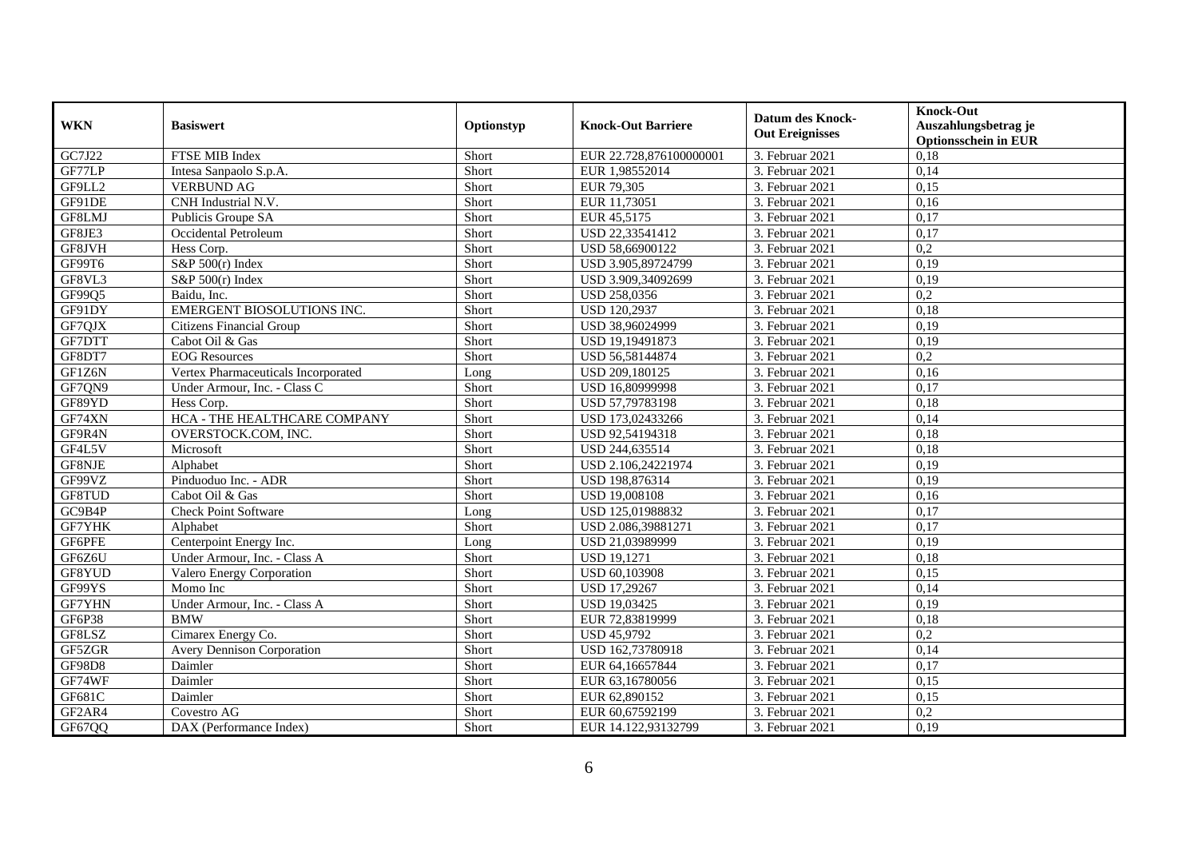| WKN | Basiswert | Optionstyp | Knock-Out Barriere | Datum des Knock-Out Ereignisses | Knock-Out Auszahlungsbetrag je Optionsschein in EUR |
|---|---|---|---|---|---|
| GC7J22 | FTSE MIB Index | Short | EUR 22.728,876100000001 | 3. Februar 2021 | 0,18 |
| GF77LP | Intesa Sanpaolo S.p.A. | Short | EUR 1,98552014 | 3. Februar 2021 | 0,14 |
| GF9LL2 | VERBUND AG | Short | EUR 79,305 | 3. Februar 2021 | 0,15 |
| GF91DE | CNH Industrial N.V. | Short | EUR 11,73051 | 3. Februar 2021 | 0,16 |
| GF8LMJ | Publicis Groupe SA | Short | EUR 45,5175 | 3. Februar 2021 | 0,17 |
| GF8JE3 | Occidental Petroleum | Short | USD 22,33541412 | 3. Februar 2021 | 0,17 |
| GF8JVH | Hess Corp. | Short | USD 58,66900122 | 3. Februar 2021 | 0,2 |
| GF99T6 | S&P 500(r) Index | Short | USD 3.905,89724799 | 3. Februar 2021 | 0,19 |
| GF8VL3 | S&P 500(r) Index | Short | USD 3.909,34092699 | 3. Februar 2021 | 0,19 |
| GF99Q5 | Baidu, Inc. | Short | USD 258,0356 | 3. Februar 2021 | 0,2 |
| GF91DY | EMERGENT BIOSOLUTIONS INC. | Short | USD 120,2937 | 3. Februar 2021 | 0,18 |
| GF7QJX | Citizens Financial Group | Short | USD 38,96024999 | 3. Februar 2021 | 0,19 |
| GF7DTT | Cabot Oil & Gas | Short | USD 19,19491873 | 3. Februar 2021 | 0,19 |
| GF8DT7 | EOG Resources | Short | USD 56,58144874 | 3. Februar 2021 | 0,2 |
| GF1Z6N | Vertex Pharmaceuticals Incorporated | Long | USD 209,180125 | 3. Februar 2021 | 0,16 |
| GF7QN9 | Under Armour, Inc. - Class C | Short | USD 16,80999998 | 3. Februar 2021 | 0,17 |
| GF89YD | Hess Corp. | Short | USD 57,79783198 | 3. Februar 2021 | 0,18 |
| GF74XN | HCA - THE HEALTHCARE COMPANY | Short | USD 173,02433266 | 3. Februar 2021 | 0,14 |
| GF9R4N | OVERSTOCK.COM, INC. | Short | USD 92,54194318 | 3. Februar 2021 | 0,18 |
| GF4L5V | Microsoft | Short | USD 244,635514 | 3. Februar 2021 | 0,18 |
| GF8NJE | Alphabet | Short | USD 2.106,24221974 | 3. Februar 2021 | 0,19 |
| GF99VZ | Pinduoduo Inc. - ADR | Short | USD 198,876314 | 3. Februar 2021 | 0,19 |
| GF8TUD | Cabot Oil & Gas | Short | USD 19,008108 | 3. Februar 2021 | 0,16 |
| GC9B4P | Check Point Software | Long | USD 125,01988832 | 3. Februar 2021 | 0,17 |
| GF7YHK | Alphabet | Short | USD 2.086,39881271 | 3. Februar 2021 | 0,17 |
| GF6PFE | Centerpoint Energy Inc. | Long | USD 21,03989999 | 3. Februar 2021 | 0,19 |
| GF6Z6U | Under Armour, Inc. - Class A | Short | USD 19,1271 | 3. Februar 2021 | 0,18 |
| GF8YUD | Valero Energy Corporation | Short | USD 60,103908 | 3. Februar 2021 | 0,15 |
| GF99YS | Momo Inc | Short | USD 17,29267 | 3. Februar 2021 | 0,14 |
| GF7YHN | Under Armour, Inc. - Class A | Short | USD 19,03425 | 3. Februar 2021 | 0,19 |
| GF6P38 | BMW | Short | EUR 72,83819999 | 3. Februar 2021 | 0,18 |
| GF8LSZ | Cimarex Energy Co. | Short | USD 45,9792 | 3. Februar 2021 | 0,2 |
| GF5ZGR | Avery Dennison Corporation | Short | USD 162,73780918 | 3. Februar 2021 | 0,14 |
| GF98D8 | Daimler | Short | EUR 64,16657844 | 3. Februar 2021 | 0,17 |
| GF74WF | Daimler | Short | EUR 63,16780056 | 3. Februar 2021 | 0,15 |
| GF681C | Daimler | Short | EUR 62,890152 | 3. Februar 2021 | 0,15 |
| GF2AR4 | Covestro AG | Short | EUR 60,67592199 | 3. Februar 2021 | 0,2 |
| GF67QQ | DAX (Performance Index) | Short | EUR 14.122,93132799 | 3. Februar 2021 | 0,19 |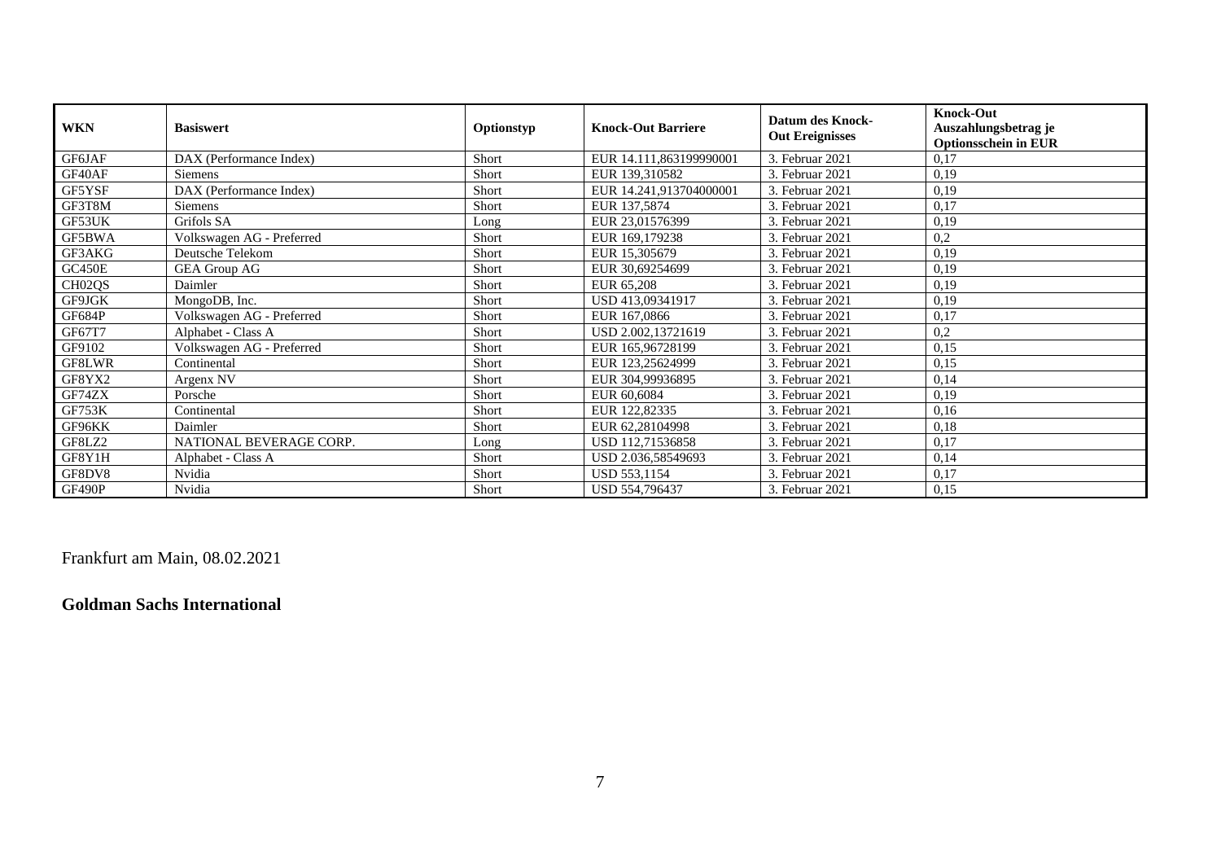| WKN | Basiswert | Optionstyp | Knock-Out Barriere | Datum des Knock-Out Ereignisses | Knock-Out Auszahlungsbetrag je Optionsschein in EUR |
|---|---|---|---|---|---|
| GF6JAF | DAX (Performance Index) | Short | EUR 14.111,863199990001 | 3. Februar 2021 | 0,17 |
| GF40AF | Siemens | Short | EUR 139,310582 | 3. Februar 2021 | 0,19 |
| GF5YSF | DAX (Performance Index) | Short | EUR 14.241,913704000001 | 3. Februar 2021 | 0,19 |
| GF3T8M | Siemens | Short | EUR 137,5874 | 3. Februar 2021 | 0,17 |
| GF53UK | Grifols SA | Long | EUR 23,01576399 | 3. Februar 2021 | 0,19 |
| GF5BWA | Volkswagen AG - Preferred | Short | EUR 169,179238 | 3. Februar 2021 | 0,2 |
| GF3AKG | Deutsche Telekom | Short | EUR 15,305679 | 3. Februar 2021 | 0,19 |
| GC450E | GEA Group AG | Short | EUR 30,69254699 | 3. Februar 2021 | 0,19 |
| CH02QS | Daimler | Short | EUR 65,208 | 3. Februar 2021 | 0,19 |
| GF9JGK | MongoDB, Inc. | Short | USD 413,09341917 | 3. Februar 2021 | 0,19 |
| GF684P | Volkswagen AG - Preferred | Short | EUR 167,0866 | 3. Februar 2021 | 0,17 |
| GF67T7 | Alphabet - Class A | Short | USD 2.002,13721619 | 3. Februar 2021 | 0,2 |
| GF9102 | Volkswagen AG - Preferred | Short | EUR 165,96728199 | 3. Februar 2021 | 0,15 |
| GF8LWR | Continental | Short | EUR 123,25624999 | 3. Februar 2021 | 0,15 |
| GF8YX2 | Argenx NV | Short | EUR 304,99936895 | 3. Februar 2021 | 0,14 |
| GF74ZX | Porsche | Short | EUR 60,6084 | 3. Februar 2021 | 0,19 |
| GF753K | Continental | Short | EUR 122,82335 | 3. Februar 2021 | 0,16 |
| GF96KK | Daimler | Short | EUR 62,28104998 | 3. Februar 2021 | 0,18 |
| GF8LZ2 | NATIONAL BEVERAGE CORP. | Long | USD 112,71536858 | 3. Februar 2021 | 0,17 |
| GF8Y1H | Alphabet - Class A | Short | USD 2.036,58549693 | 3. Februar 2021 | 0,14 |
| GF8DV8 | Nvidia | Short | USD 553,1154 | 3. Februar 2021 | 0,17 |
| GF490P | Nvidia | Short | USD 554,796437 | 3. Februar 2021 | 0,15 |

Frankfurt am Main, 08.02.2021

**Goldman Sachs International**